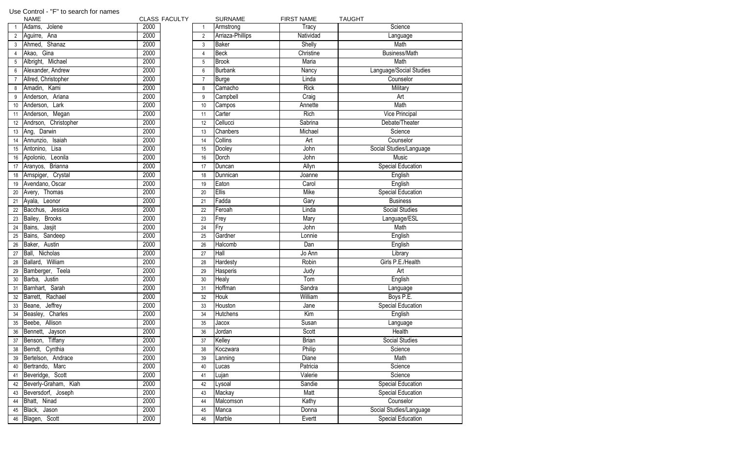Use Control - "F" to search for names

| | NAME | CLASS |
|---|---|---|
| 1 | Adams, Jolene | 2000 |
| 2 | Aguirre, Ana | 2000 |
| 3 | Ahmed, Shanaz | 2000 |
| 4 | Akao, Gina | 2000 |
| 5 | Albright, Michael | 2000 |
| 6 | Alexander, Andrew | 2000 |
| 7 | Allred, Christopher | 2000 |
| 8 | Amadin, Kami | 2000 |
| 9 | Anderson, Ariana | 2000 |
| 10 | Anderson, Lark | 2000 |
| 11 | Anderson, Megan | 2000 |
| 12 | Andrson, Christopher | 2000 |
| 13 | Ang, Darwin | 2000 |
| 14 | Annunzio, Isaiah | 2000 |
| 15 | Antonino, Lisa | 2000 |
| 16 | Apolonio, Leonila | 2000 |
| 17 | Aranyos, Brianna | 2000 |
| 18 | Arnspiger, Crystal | 2000 |
| 19 | Avendano, Oscar | 2000 |
| 20 | Avery, Thomas | 2000 |
| 21 | Ayala, Leonor | 2000 |
| 22 | Bacchus, Jessica | 2000 |
| 23 | Bailey, Brooks | 2000 |
| 24 | Bains, Jasjit | 2000 |
| 25 | Bains, Sandeep | 2000 |
| 26 | Baker, Austin | 2000 |
| 27 | Ball, Nicholas | 2000 |
| 28 | Ballard, William | 2000 |
| 29 | Bamberger, Teela | 2000 |
| 30 | Barba, Justin | 2000 |
| 31 | Barnhart, Sarah | 2000 |
| 32 | Barrett, Rachael | 2000 |
| 33 | Beane, Jeffrey | 2000 |
| 34 | Beasley, Charles | 2000 |
| 35 | Beebe, Allison | 2000 |
| 36 | Bennett, Jayson | 2000 |
| 37 | Benson, Tiffany | 2000 |
| 38 | Berndt, Cynthia | 2000 |
| 39 | Bertelson, Andrace | 2000 |
| 40 | Bertrando, Marc | 2000 |
| 41 | Beveridge, Scott | 2000 |
| 42 | Beverly-Graham, Kiah | 2000 |
| 43 | Beversdorf, Joseph | 2000 |
| 44 | Bhatt, Ninad | 2000 |
| 45 | Black, Jason | 2000 |
| 46 | Blagen, Scott | 2000 |

FACULTY

| | SURNAME | FIRST NAME | TAUGHT |
|---|---|---|---|
| 1 | Armstrong | Tracy | Science |
| 2 | Arriaza-Phillips | Natividad | Language |
| 3 | Baker | Shelly | Math |
| 4 | Beck | Christine | Business/Math |
| 5 | Brook | Maria | Math |
| 6 | Burbank | Nancy | Language/Social Studies |
| 7 | Burge | Linda | Counselor |
| 8 | Camacho | Rick | Military |
| 9 | Campbell | Craig | Art |
| 10 | Campos | Annette | Math |
| 11 | Carter | Rich | Vice Principal |
| 12 | Cellucci | Sabrina | Debate/Theater |
| 13 | Chanbers | Michael | Science |
| 14 | Collins | Art | Counselor |
| 15 | Dooley | John | Social Studies/Language |
| 16 | Dorch | John | Music |
| 17 | Duncan | Allyn | Special Education |
| 18 | Dunnican | Joanne | English |
| 19 | Eaton | Carol | English |
| 20 | Ellis | Mike | Special Education |
| 21 | Fadda | Gary | Business |
| 22 | Feroah | Linda | Social Studies |
| 23 | Frey | Mary | Language/ESL |
| 24 | Fry | John | Math |
| 25 | Gardner | Lonnie | English |
| 26 | Halcomb | Dan | English |
| 27 | Hall | Jo Ann | Library |
| 28 | Hardesty | Robin | Girls P.E./Health |
| 29 | Hasperis | Judy | Art |
| 30 | Healy | Tom | English |
| 31 | Hoffman | Sandra | Language |
| 32 | Houk | William | Boys P.E. |
| 33 | Houston | Jane | Special Education |
| 34 | Hutchens | Kim | English |
| 35 | Jacox | Susan | Language |
| 36 | Jordan | Scott | Health |
| 37 | Kelley | Brian | Social Studies |
| 38 | Koczwara | Philip | Science |
| 39 | Lanning | Diane | Math |
| 40 | Lucas | Patricia | Science |
| 41 | Lujan | Valerie | Science |
| 42 | Lysoal | Sandie | Special Education |
| 43 | Mackay | Matt | Special Education |
| 44 | Malcomson | Kathy | Counselor |
| 45 | Manca | Donna | Social Studies/Language |
| 46 | Marble | Evertt | Special Education |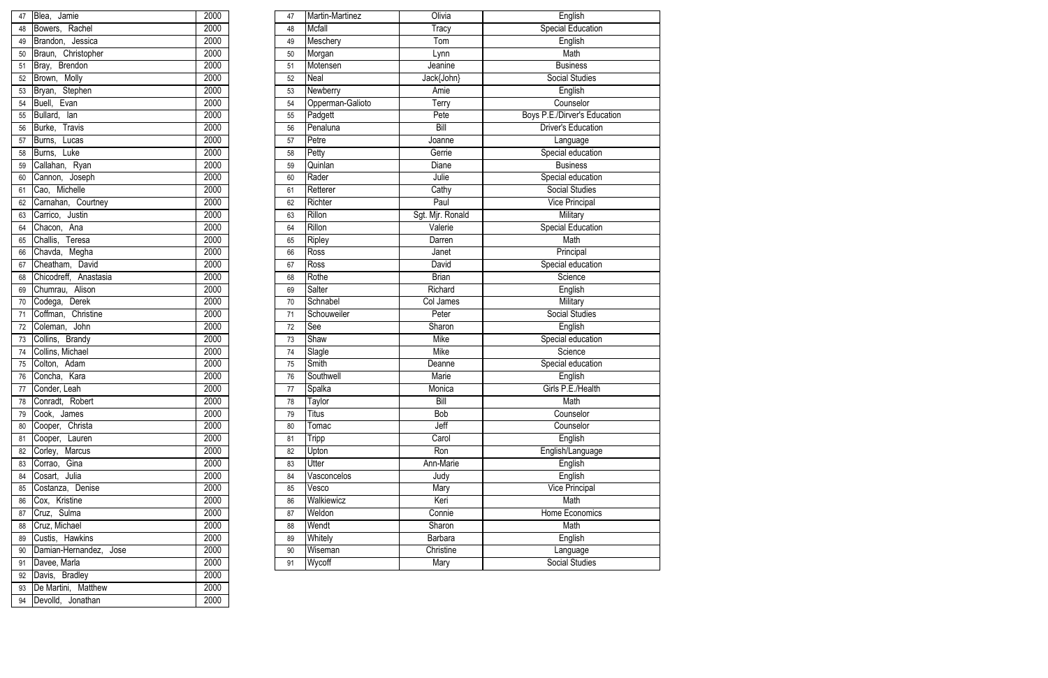| | | |
|---|---|---|
| 47 | Blea, Jamie | 2000 |
| 48 | Bowers, Rachel | 2000 |
| 49 | Brandon, Jessica | 2000 |
| 50 | Braun, Christopher | 2000 |
| 51 | Bray, Brendon | 2000 |
| 52 | Brown, Molly | 2000 |
| 53 | Bryan, Stephen | 2000 |
| 54 | Buell, Evan | 2000 |
| 55 | Bullard, Ian | 2000 |
| 56 | Burke, Travis | 2000 |
| 57 | Burns, Lucas | 2000 |
| 58 | Burns, Luke | 2000 |
| 59 | Callahan, Ryan | 2000 |
| 60 | Cannon, Joseph | 2000 |
| 61 | Cao, Michelle | 2000 |
| 62 | Carnahan, Courtney | 2000 |
| 63 | Carrico, Justin | 2000 |
| 64 | Chacon, Ana | 2000 |
| 65 | Challis, Teresa | 2000 |
| 66 | Chavda, Megha | 2000 |
| 67 | Cheatham, David | 2000 |
| 68 | Chicodreff, Anastasia | 2000 |
| 69 | Chumrau, Alison | 2000 |
| 70 | Codega, Derek | 2000 |
| 71 | Coffman, Christine | 2000 |
| 72 | Coleman, John | 2000 |
| 73 | Collins, Brandy | 2000 |
| 74 | Collins, Michael | 2000 |
| 75 | Colton, Adam | 2000 |
| 76 | Concha, Kara | 2000 |
| 77 | Conder, Leah | 2000 |
| 78 | Conradt, Robert | 2000 |
| 79 | Cook, James | 2000 |
| 80 | Cooper, Christa | 2000 |
| 81 | Cooper, Lauren | 2000 |
| 82 | Corley, Marcus | 2000 |
| 83 | Corrao, Gina | 2000 |
| 84 | Cosart, Julia | 2000 |
| 85 | Costanza, Denise | 2000 |
| 86 | Cox, Kristine | 2000 |
| 87 | Cruz, Sulma | 2000 |
| 88 | Cruz, Michael | 2000 |
| 89 | Custis, Hawkins | 2000 |
| 90 | Damian-Hernandez, Jose | 2000 |
| 91 | Davee, Marla | 2000 |
| 92 | Davis, Bradley | 2000 |
| 93 | De Martini, Matthew | 2000 |
| 94 | Devolld, Jonathan | 2000 |

| | | | |
|---|---|---|---|
| 47 | Martin-Martinez | Olivia | English |
| 48 | Mcfall | Tracy | Special Education |
| 49 | Meschery | Tom | English |
| 50 | Morgan | Lynn | Math |
| 51 | Motensen | Jeanine | Business |
| 52 | Neal | Jack{John} | Social Studies |
| 53 | Newberry | Amie | English |
| 54 | Opperman-Galioto | Terry | Counselor |
| 55 | Padgett | Pete | Boys P.E./Dirver's Education |
| 56 | Penaluna | Bill | Driver's Education |
| 57 | Petre | Joanne | Language |
| 58 | Petty | Gerrie | Special education |
| 59 | Quinlan | Diane | Business |
| 60 | Rader | Julie | Special education |
| 61 | Retterer | Cathy | Social Studies |
| 62 | Richter | Paul | Vice Principal |
| 63 | Rillon | Sgt. Mjr. Ronald | Military |
| 64 | Rillon | Valerie | Special Education |
| 65 | Ripley | Darren | Math |
| 66 | Ross | Janet | Principal |
| 67 | Ross | David | Special education |
| 68 | Rothe | Brian | Science |
| 69 | Salter | Richard | English |
| 70 | Schnabel | Col James | Military |
| 71 | Schouweiler | Peter | Social Studies |
| 72 | See | Sharon | English |
| 73 | Shaw | Mike | Special education |
| 74 | Slagle | Mike | Science |
| 75 | Smith | Deanne | Special education |
| 76 | Southwell | Marie | English |
| 77 | Spalka | Monica | Girls P.E./Health |
| 78 | Taylor | Bill | Math |
| 79 | Titus | Bob | Counselor |
| 80 | Tomac | Jeff | Counselor |
| 81 | Tripp | Carol | English |
| 82 | Upton | Ron | English/Language |
| 83 | Utter | Ann-Marie | English |
| 84 | Vasconcelos | Judy | English |
| 85 | Vesco | Mary | Vice Principal |
| 86 | Walkiewicz | Keri | Math |
| 87 | Weldon | Connie | Home Economics |
| 88 | Wendt | Sharon | Math |
| 89 | Whitely | Barbara | English |
| 90 | Wiseman | Christine | Language |
| 91 | Wycoff | Mary | Social Studies |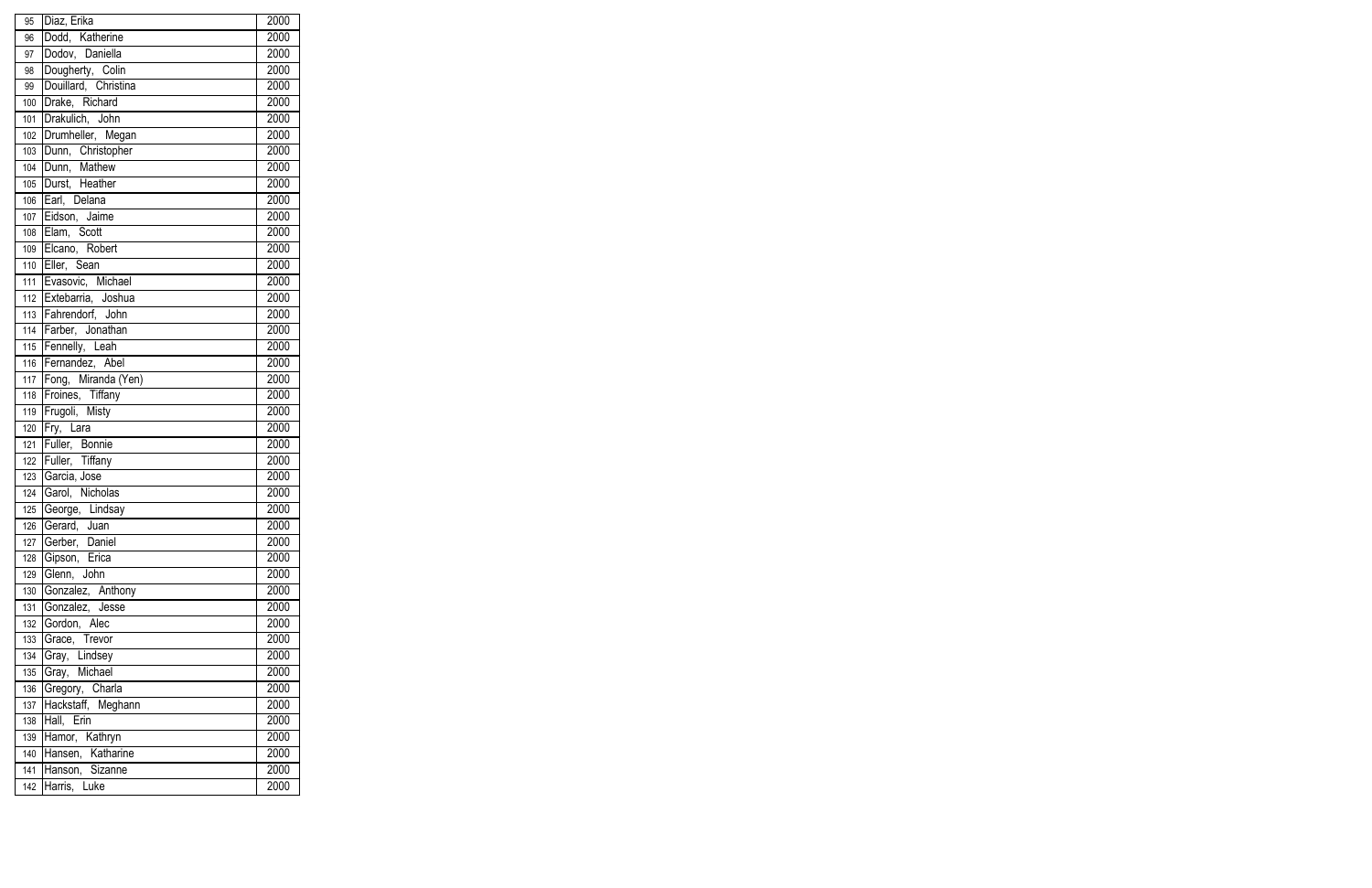| | | |
|---|---|---|
| 95 | Diaz, Erika | 2000 |
| 96 | Dodd, Katherine | 2000 |
| 97 | Dodov, Daniella | 2000 |
| 98 | Dougherty, Colin | 2000 |
| 99 | Douillard, Christina | 2000 |
| 100 | Drake, Richard | 2000 |
| 101 | Drakulich, John | 2000 |
| 102 | Drumheller, Megan | 2000 |
| 103 | Dunn, Christopher | 2000 |
| 104 | Dunn, Mathew | 2000 |
| 105 | Durst, Heather | 2000 |
| 106 | Earl, Delana | 2000 |
| 107 | Eidson, Jaime | 2000 |
| 108 | Elam, Scott | 2000 |
| 109 | Elcano, Robert | 2000 |
| 110 | Eller, Sean | 2000 |
| 111 | Evasovic, Michael | 2000 |
| 112 | Extebarria, Joshua | 2000 |
| 113 | Fahrendorf, John | 2000 |
| 114 | Farber, Jonathan | 2000 |
| 115 | Fennelly, Leah | 2000 |
| 116 | Fernandez, Abel | 2000 |
| 117 | Fong, Miranda (Yen) | 2000 |
| 118 | Froines, Tiffany | 2000 |
| 119 | Frugoli, Misty | 2000 |
| 120 | Fry, Lara | 2000 |
| 121 | Fuller, Bonnie | 2000 |
| 122 | Fuller, Tiffany | 2000 |
| 123 | Garcia, Jose | 2000 |
| 124 | Garol, Nicholas | 2000 |
| 125 | George, Lindsay | 2000 |
| 126 | Gerard, Juan | 2000 |
| 127 | Gerber, Daniel | 2000 |
| 128 | Gipson, Erica | 2000 |
| 129 | Glenn, John | 2000 |
| 130 | Gonzalez, Anthony | 2000 |
| 131 | Gonzalez, Jesse | 2000 |
| 132 | Gordon, Alec | 2000 |
| 133 | Grace, Trevor | 2000 |
| 134 | Gray, Lindsey | 2000 |
| 135 | Gray, Michael | 2000 |
| 136 | Gregory, Charla | 2000 |
| 137 | Hackstaff, Meghann | 2000 |
| 138 | Hall, Erin | 2000 |
| 139 | Hamor, Kathryn | 2000 |
| 140 | Hansen, Katharine | 2000 |
| 141 | Hanson, Sizanne | 2000 |
| 142 | Harris, Luke | 2000 |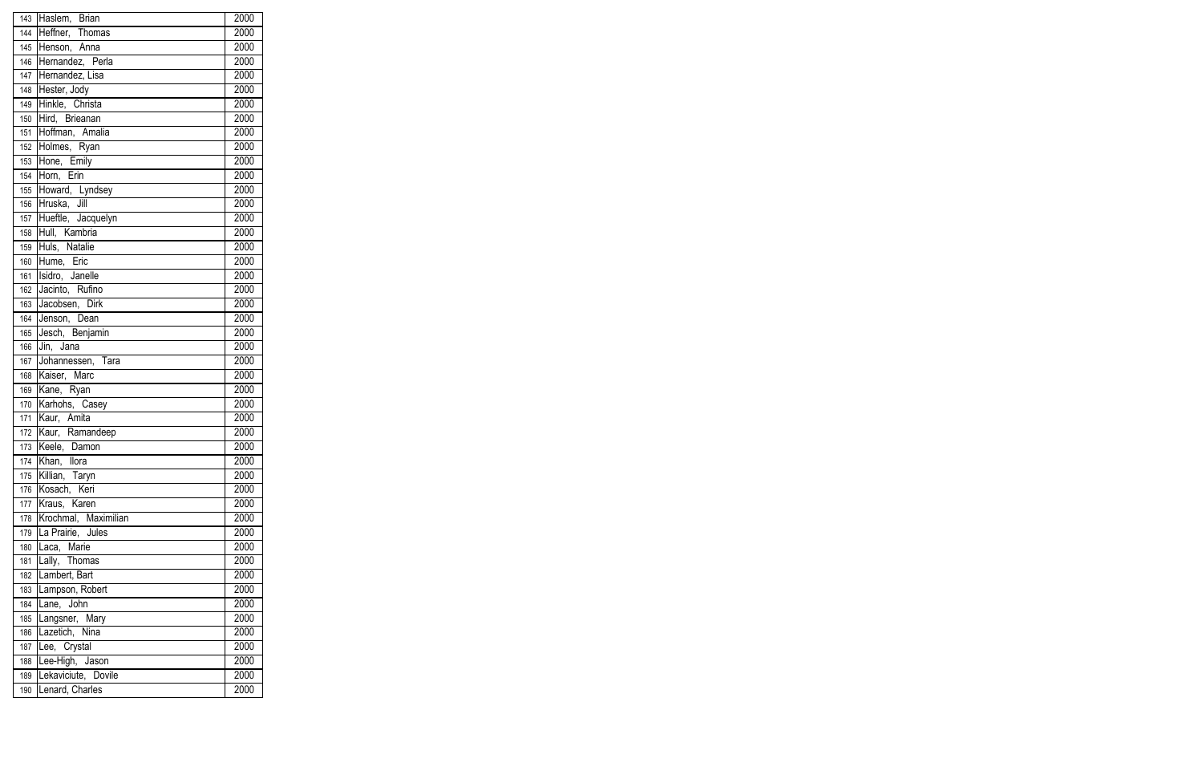| | | |
|---|---|---|
| 143 | Haslem, Brian | 2000 |
| 144 | Heffner, Thomas | 2000 |
| 145 | Henson, Anna | 2000 |
| 146 | Hernandez, Perla | 2000 |
| 147 | Hernandez, Lisa | 2000 |
| 148 | Hester, Jody | 2000 |
| 149 | Hinkle, Christa | 2000 |
| 150 | Hird, Brieanan | 2000 |
| 151 | Hoffman, Amalia | 2000 |
| 152 | Holmes, Ryan | 2000 |
| 153 | Hone, Emily | 2000 |
| 154 | Horn, Erin | 2000 |
| 155 | Howard, Lyndsey | 2000 |
| 156 | Hruska, Jill | 2000 |
| 157 | Hueftle, Jacquelyn | 2000 |
| 158 | Hull, Kambria | 2000 |
| 159 | Huls, Natalie | 2000 |
| 160 | Hume, Eric | 2000 |
| 161 | Isidro, Janelle | 2000 |
| 162 | Jacinto, Rufino | 2000 |
| 163 | Jacobsen, Dirk | 2000 |
| 164 | Jenson, Dean | 2000 |
| 165 | Jesch, Benjamin | 2000 |
| 166 | Jin, Jana | 2000 |
| 167 | Johannessen, Tara | 2000 |
| 168 | Kaiser, Marc | 2000 |
| 169 | Kane, Ryan | 2000 |
| 170 | Karhohs, Casey | 2000 |
| 171 | Kaur, Amita | 2000 |
| 172 | Kaur, Ramandeep | 2000 |
| 173 | Keele, Damon | 2000 |
| 174 | Khan, Ilora | 2000 |
| 175 | Killian, Taryn | 2000 |
| 176 | Kosach, Keri | 2000 |
| 177 | Kraus, Karen | 2000 |
| 178 | Krochmal, Maximilian | 2000 |
| 179 | La Prairie, Jules | 2000 |
| 180 | Laca, Marie | 2000 |
| 181 | Lally, Thomas | 2000 |
| 182 | Lambert, Bart | 2000 |
| 183 | Lampson, Robert | 2000 |
| 184 | Lane, John | 2000 |
| 185 | Langsner, Mary | 2000 |
| 186 | Lazetich, Nina | 2000 |
| 187 | Lee, Crystal | 2000 |
| 188 | Lee-High, Jason | 2000 |
| 189 | Lekaviciute, Dovile | 2000 |
| 190 | Lenard, Charles | 2000 |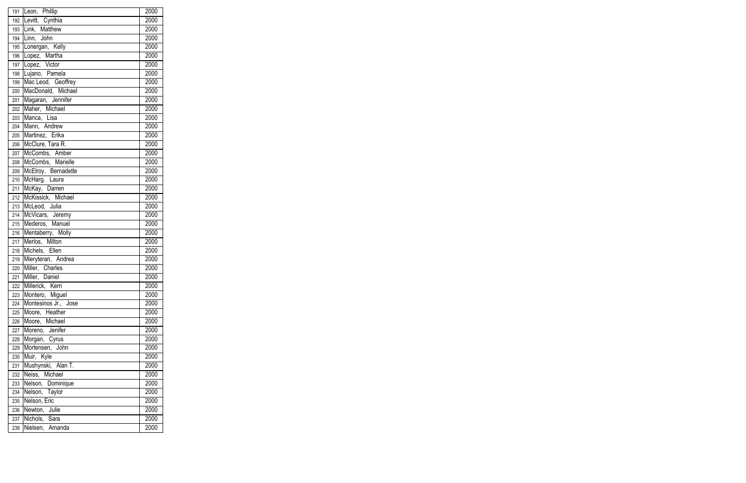| | | |
|---|---|---|
| 191 | Leon, Phillip | 2000 |
| 192 | Levitt, Cynthia | 2000 |
| 193 | Link, Matthew | 2000 |
| 194 | Linn, John | 2000 |
| 195 | Lonergan, Kelly | 2000 |
| 196 | Lopez, Martha | 2000 |
| 197 | Lopez, Victor | 2000 |
| 198 | Lujano, Pamela | 2000 |
| 199 | Mac Leod, Geoffrey | 2000 |
| 200 | MacDonald, Michael | 2000 |
| 201 | Magaran, Jennifer | 2000 |
| 202 | Maher, Michael | 2000 |
| 203 | Manca, Lisa | 2000 |
| 204 | Mann, Andrew | 2000 |
| 205 | Martinez, Erika | 2000 |
| 206 | McClure, Tara R. | 2000 |
| 207 | McCombs, Amber | 2000 |
| 208 | McCombs, Marielle | 2000 |
| 209 | McElroy, Bernadette | 2000 |
| 210 | McHarg, Laura | 2000 |
| 211 | McKay, Darren | 2000 |
| 212 | McKissick, Michael | 2000 |
| 213 | McLeod, Julia | 2000 |
| 214 | McVicars, Jeremy | 2000 |
| 215 | Mederos, Manuel | 2000 |
| 216 | Mentaberry, Molly | 2000 |
| 217 | Merlos, Milton | 2000 |
| 218 | Michels, Ellen | 2000 |
| 219 | Mieryteran, Andrea | 2000 |
| 220 | Miller, Charles | 2000 |
| 221 | Miller, Daniel | 2000 |
| 222 | Millerick, Kerri | 2000 |
| 223 | Montero, Miguel | 2000 |
| 224 | Montesinos Jr., Jose | 2000 |
| 225 | Moore, Heather | 2000 |
| 226 | Moore, Michael | 2000 |
| 227 | Moreno, Jenifer | 2000 |
| 228 | Morgan, Cyrus | 2000 |
| 229 | Mortensen, John | 2000 |
| 230 | Muir, Kyle | 2000 |
| 231 | Mushynski, Alan T. | 2000 |
| 232 | Neiss, Michael | 2000 |
| 233 | Nelson, Dominique | 2000 |
| 234 | Nelson, Taylor | 2000 |
| 235 | Nelson, Eric | 2000 |
| 236 | Newton, Julie | 2000 |
| 237 | Nichols, Sara | 2000 |
| 238 | Nielsen, Amanda | 2000 |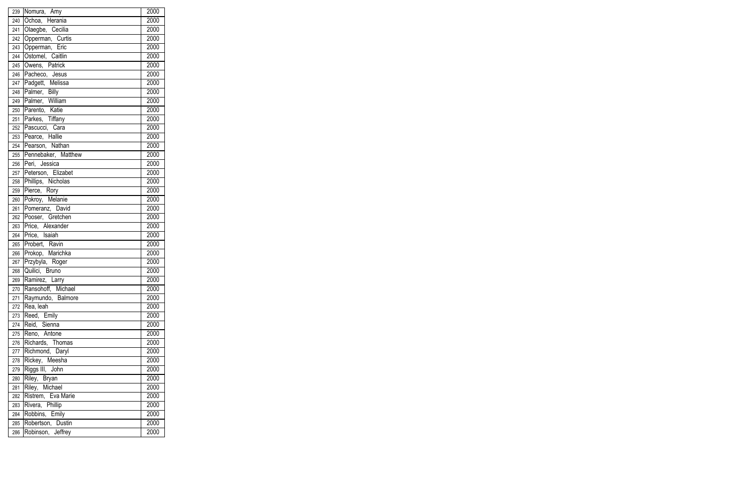| | | |
|---|---|---|
| 239 | Nomura, Amy | 2000 |
| 240 | Ochoa, Herania | 2000 |
| 241 | Olaegbe, Cecilia | 2000 |
| 242 | Opperman, Curtis | 2000 |
| 243 | Opperman, Eric | 2000 |
| 244 | Ostomel, Caitlin | 2000 |
| 245 | Owens, Patrick | 2000 |
| 246 | Pacheco, Jesus | 2000 |
| 247 | Padgett, Melissa | 2000 |
| 248 | Palmer, Billy | 2000 |
| 249 | Palmer, William | 2000 |
| 250 | Parento, Katie | 2000 |
| 251 | Parkes, Tiffany | 2000 |
| 252 | Pascucci, Cara | 2000 |
| 253 | Pearce, Hallie | 2000 |
| 254 | Pearson, Nathan | 2000 |
| 255 | Pennebaker, Matthew | 2000 |
| 256 | Peri, Jessica | 2000 |
| 257 | Peterson, Elizabet | 2000 |
| 258 | Phillips, Nicholas | 2000 |
| 259 | Pierce, Rory | 2000 |
| 260 | Pokroy, Melanie | 2000 |
| 261 | Pomeranz, David | 2000 |
| 262 | Pooser, Gretchen | 2000 |
| 263 | Price, Alexander | 2000 |
| 264 | Price, Isaiah | 2000 |
| 265 | Probert, Ravin | 2000 |
| 266 | Prokop, Marichka | 2000 |
| 267 | Przybyla, Roger | 2000 |
| 268 | Quilici, Bruno | 2000 |
| 269 | Ramirez, Larry | 2000 |
| 270 | Ransohoff, Michael | 2000 |
| 271 | Raymundo, Balmore | 2000 |
| 272 | Rea, leah | 2000 |
| 273 | Reed, Emily | 2000 |
| 274 | Reid, Sienna | 2000 |
| 275 | Reno, Antone | 2000 |
| 276 | Richards, Thomas | 2000 |
| 277 | Richmond, Daryl | 2000 |
| 278 | Rickey, Meesha | 2000 |
| 279 | Riggs III, John | 2000 |
| 280 | Riley, Bryan | 2000 |
| 281 | Riley, Michael | 2000 |
| 282 | Ristrem, Eva Marie | 2000 |
| 283 | Rivera, Phillip | 2000 |
| 284 | Robbins, Emily | 2000 |
| 285 | Robertson, Dustin | 2000 |
| 286 | Robinson, Jeffrey | 2000 |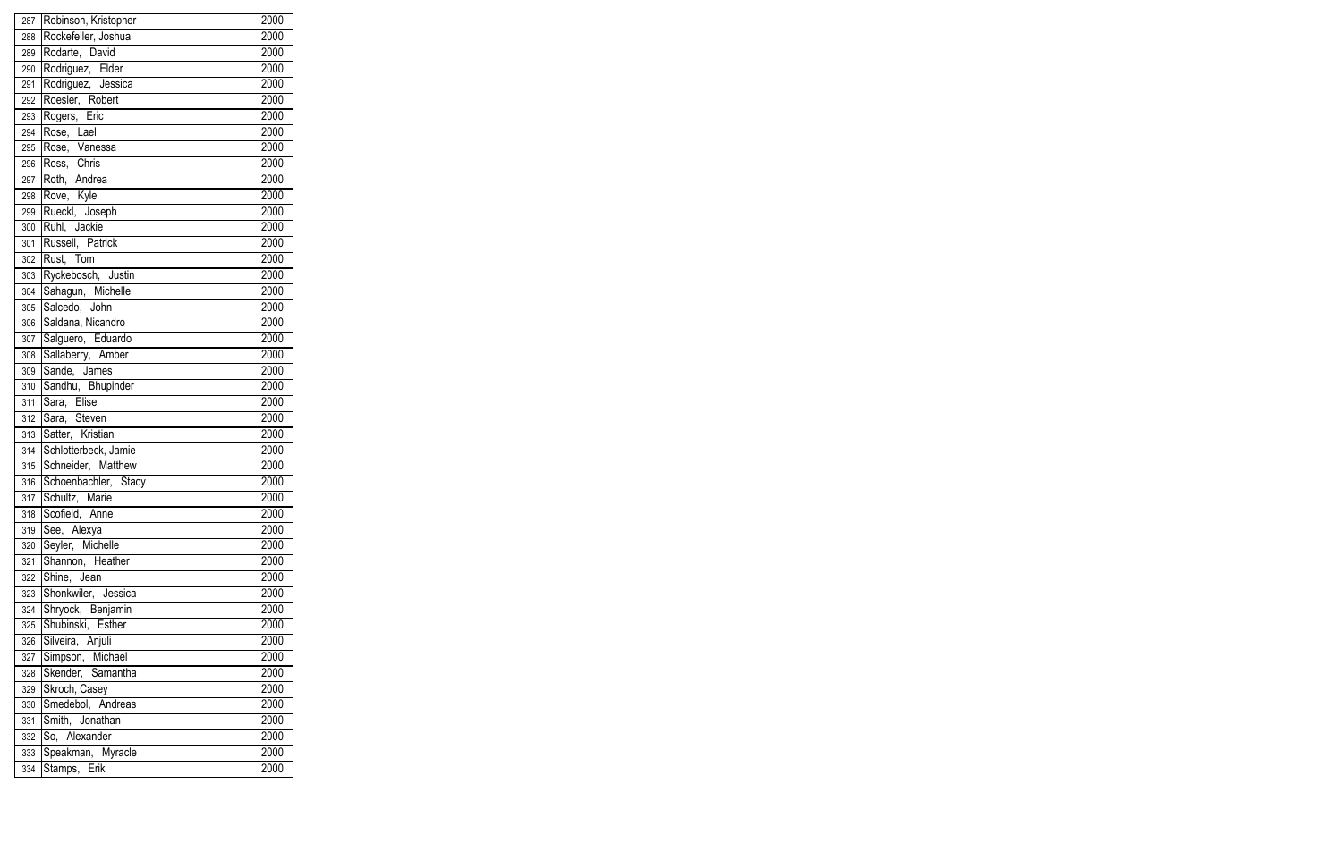| | | |
|---|---|---|
| 287 | Robinson, Kristopher | 2000 |
| 288 | Rockefeller, Joshua | 2000 |
| 289 | Rodarte, David | 2000 |
| 290 | Rodriguez, Elder | 2000 |
| 291 | Rodriguez, Jessica | 2000 |
| 292 | Roesler, Robert | 2000 |
| 293 | Rogers, Eric | 2000 |
| 294 | Rose, Lael | 2000 |
| 295 | Rose, Vanessa | 2000 |
| 296 | Ross, Chris | 2000 |
| 297 | Roth, Andrea | 2000 |
| 298 | Rove, Kyle | 2000 |
| 299 | Rueckl, Joseph | 2000 |
| 300 | Ruhl, Jackie | 2000 |
| 301 | Russell, Patrick | 2000 |
| 302 | Rust, Tom | 2000 |
| 303 | Ryckebosch, Justin | 2000 |
| 304 | Sahagun, Michelle | 2000 |
| 305 | Salcedo, John | 2000 |
| 306 | Saldana, Nicandro | 2000 |
| 307 | Salguero, Eduardo | 2000 |
| 308 | Sallaberry, Amber | 2000 |
| 309 | Sande, James | 2000 |
| 310 | Sandhu, Bhupinder | 2000 |
| 311 | Sara, Elise | 2000 |
| 312 | Sara, Steven | 2000 |
| 313 | Satter, Kristian | 2000 |
| 314 | Schlotterbeck, Jamie | 2000 |
| 315 | Schneider, Matthew | 2000 |
| 316 | Schoenbachler, Stacy | 2000 |
| 317 | Schultz, Marie | 2000 |
| 318 | Scofield, Anne | 2000 |
| 319 | See, Alexya | 2000 |
| 320 | Seyler, Michelle | 2000 |
| 321 | Shannon, Heather | 2000 |
| 322 | Shine, Jean | 2000 |
| 323 | Shonkwiler, Jessica | 2000 |
| 324 | Shryock, Benjamin | 2000 |
| 325 | Shubinski, Esther | 2000 |
| 326 | Silveira, Anjuli | 2000 |
| 327 | Simpson, Michael | 2000 |
| 328 | Skender, Samantha | 2000 |
| 329 | Skroch, Casey | 2000 |
| 330 | Smedebol, Andreas | 2000 |
| 331 | Smith, Jonathan | 2000 |
| 332 | So, Alexander | 2000 |
| 333 | Speakman, Myracle | 2000 |
| 334 | Stamps, Erik | 2000 |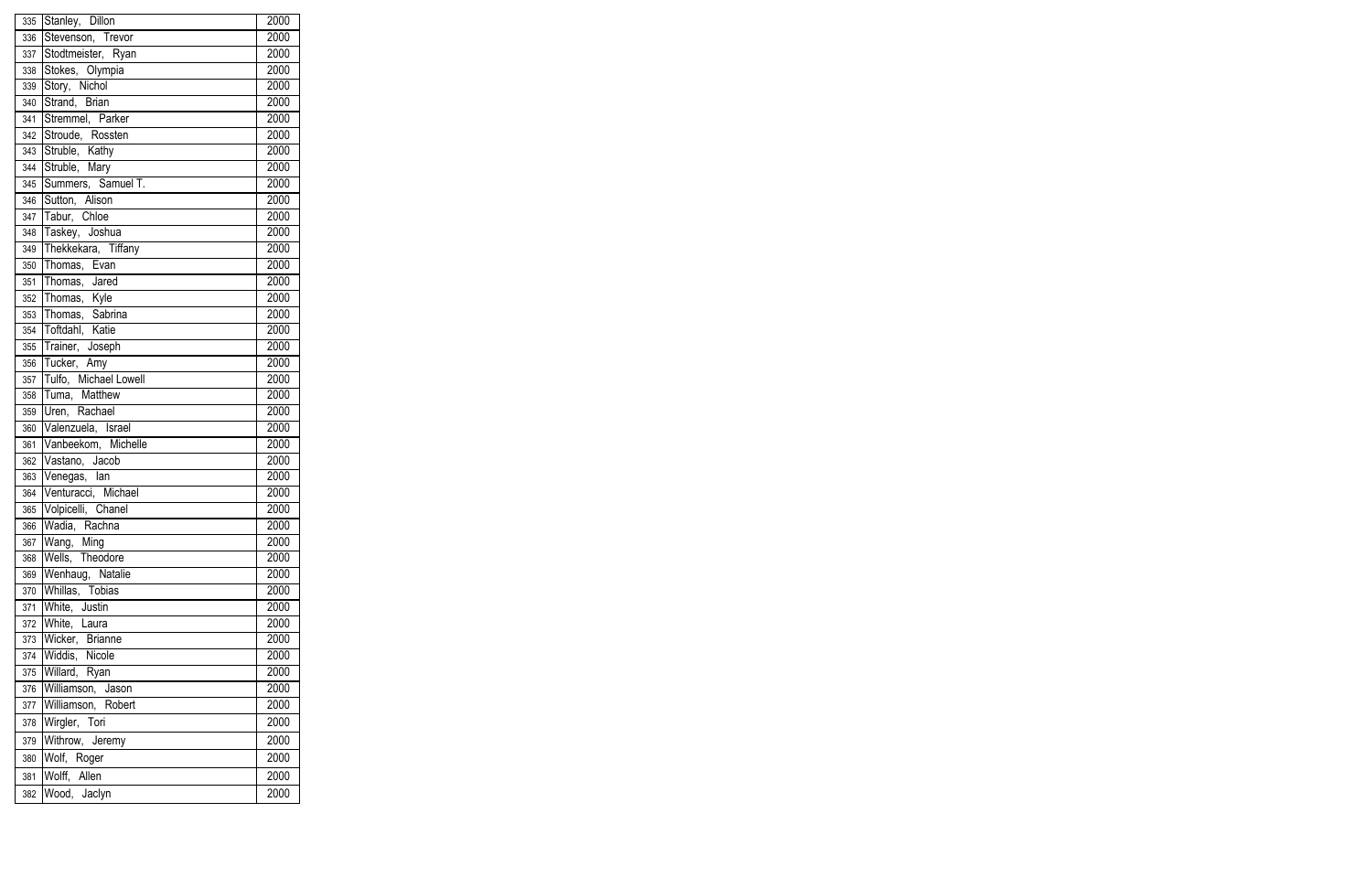| | | |
|---|---|---|
| 335 | Stanley, Dillon | 2000 |
| 336 | Stevenson, Trevor | 2000 |
| 337 | Stodtmeister, Ryan | 2000 |
| 338 | Stokes, Olympia | 2000 |
| 339 | Story, Nichol | 2000 |
| 340 | Strand, Brian | 2000 |
| 341 | Stremmel, Parker | 2000 |
| 342 | Stroude, Rossten | 2000 |
| 343 | Struble, Kathy | 2000 |
| 344 | Struble, Mary | 2000 |
| 345 | Summers, Samuel T. | 2000 |
| 346 | Sutton, Alison | 2000 |
| 347 | Tabur, Chloe | 2000 |
| 348 | Taskey, Joshua | 2000 |
| 349 | Thekkekara, Tiffany | 2000 |
| 350 | Thomas, Evan | 2000 |
| 351 | Thomas, Jared | 2000 |
| 352 | Thomas, Kyle | 2000 |
| 353 | Thomas, Sabrina | 2000 |
| 354 | Toftdahl, Katie | 2000 |
| 355 | Trainer, Joseph | 2000 |
| 356 | Tucker, Amy | 2000 |
| 357 | Tulfo, Michael Lowell | 2000 |
| 358 | Tuma, Matthew | 2000 |
| 359 | Uren, Rachael | 2000 |
| 360 | Valenzuela, Israel | 2000 |
| 361 | Vanbeekom, Michelle | 2000 |
| 362 | Vastano, Jacob | 2000 |
| 363 | Venegas, Ian | 2000 |
| 364 | Venturacci, Michael | 2000 |
| 365 | Volpicelli, Chanel | 2000 |
| 366 | Wadia, Rachna | 2000 |
| 367 | Wang, Ming | 2000 |
| 368 | Wells, Theodore | 2000 |
| 369 | Wenhaug, Natalie | 2000 |
| 370 | Whillas, Tobias | 2000 |
| 371 | White, Justin | 2000 |
| 372 | White, Laura | 2000 |
| 373 | Wicker, Brianne | 2000 |
| 374 | Widdis, Nicole | 2000 |
| 375 | Willard, Ryan | 2000 |
| 376 | Williamson, Jason | 2000 |
| 377 | Williamson, Robert | 2000 |
| 378 | Wirgler, Tori | 2000 |
| 379 | Withrow, Jeremy | 2000 |
| 380 | Wolf, Roger | 2000 |
| 381 | Wolff, Allen | 2000 |
| 382 | Wood, Jaclyn | 2000 |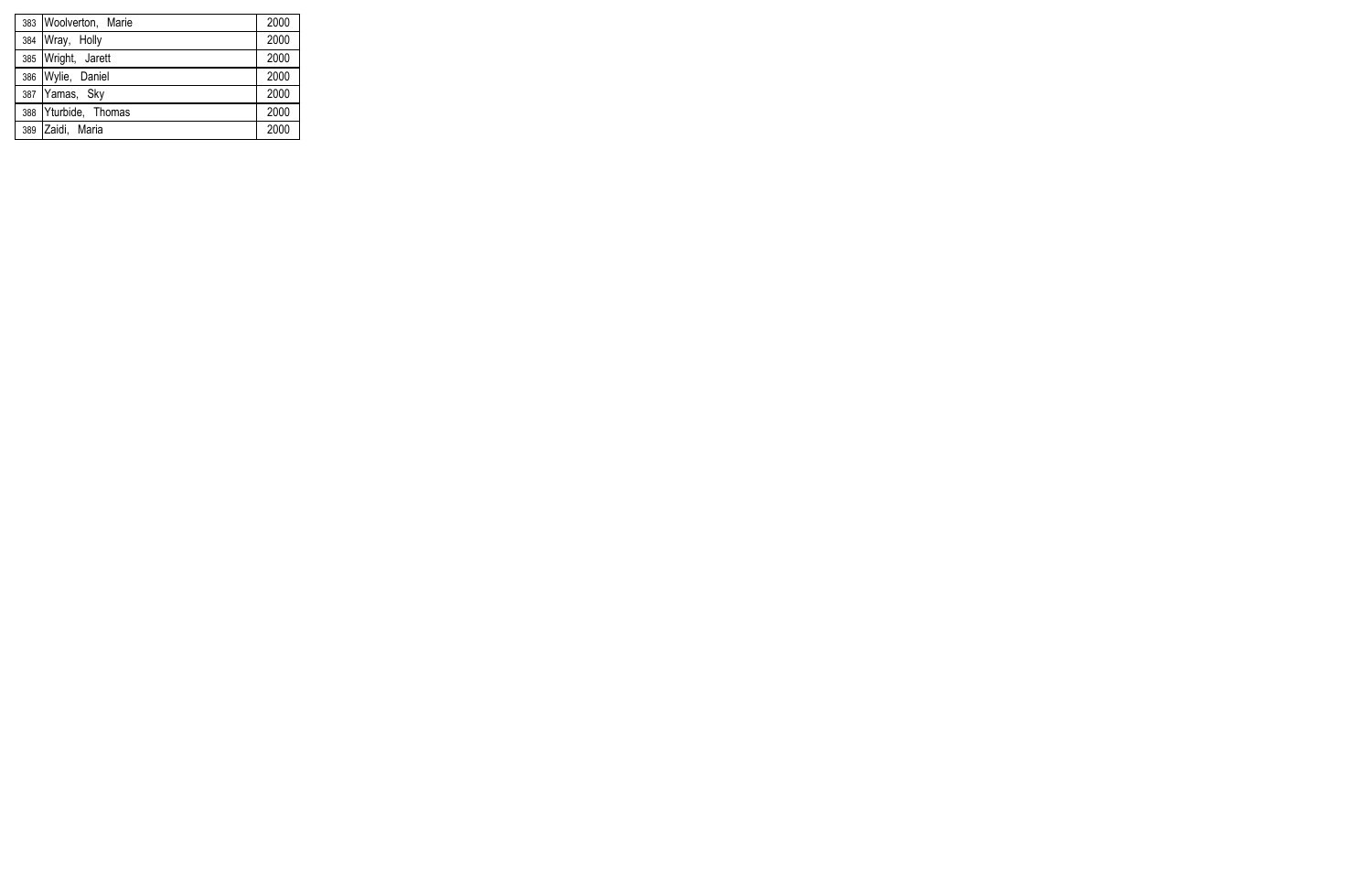| | | |
|---|---|---|
| 383 | Woolverton, Marie | 2000 |
| 384 | Wray, Holly | 2000 |
| 385 | Wright, Jarett | 2000 |
| 386 | Wylie, Daniel | 2000 |
| 387 | Yamas, Sky | 2000 |
| 388 | Yturbide, Thomas | 2000 |
| 389 | Zaidi, Maria | 2000 |